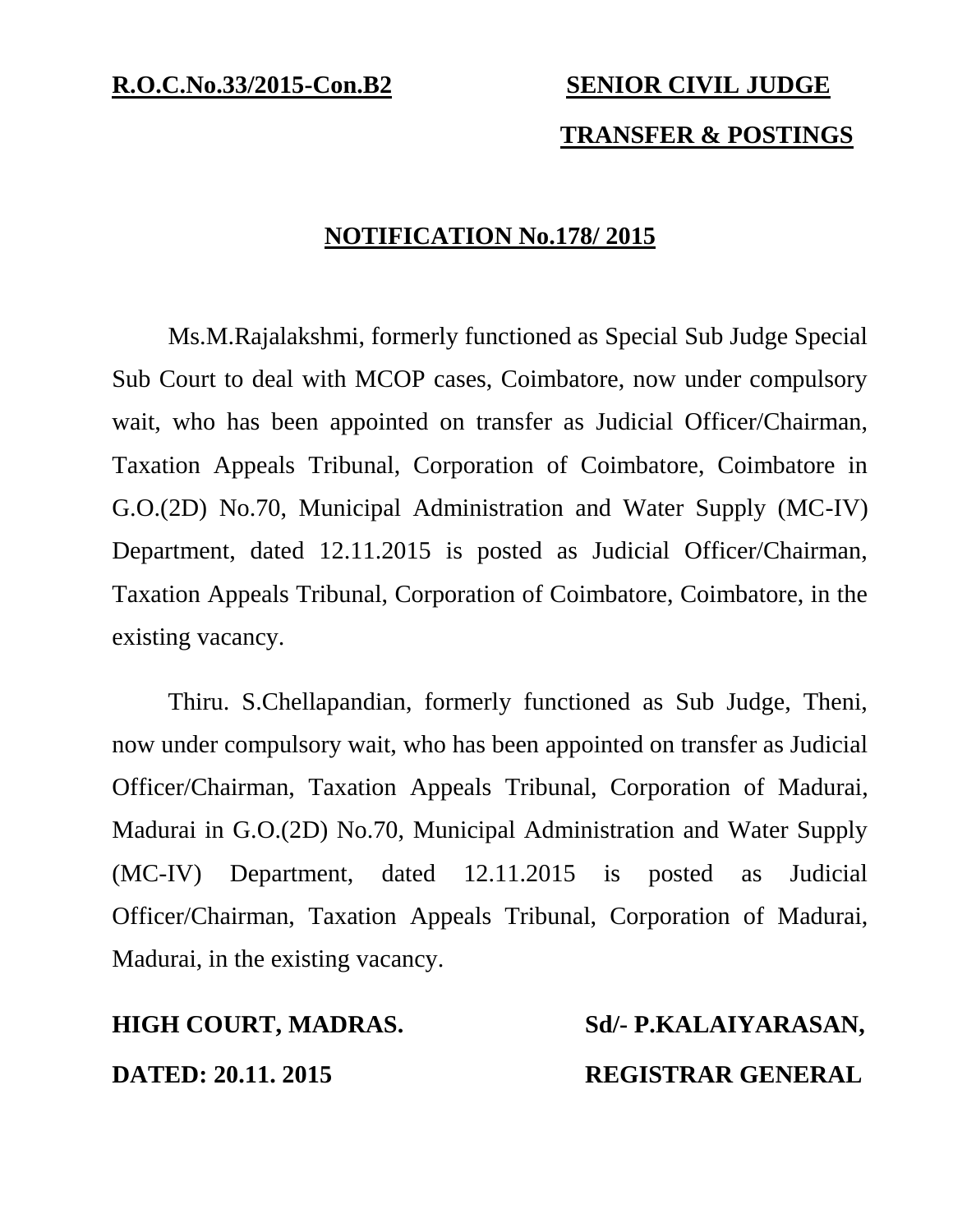**R.O.C.No.33/2015-Con.B2** **SENIOR CIVIL JUDGE**

**TRANSFER & POSTINGS**

## NOTIFICATION No.178/ 2015

Ms.M.Rajalakshmi, formerly functioned as Special Sub Judge Special Sub Court to deal with MCOP cases, Coimbatore, now under compulsory wait, who has been appointed on transfer as Judicial Officer/Chairman, Taxation Appeals Tribunal, Corporation of Coimbatore, Coimbatore in G.O.(2D) No.70, Municipal Administration and Water Supply (MC-IV) Department, dated 12.11.2015 is posted as Judicial Officer/Chairman, Taxation Appeals Tribunal, Corporation of Coimbatore, Coimbatore, in the existing vacancy.

Thiru. S.Chellapandian, formerly functioned as Sub Judge, Theni, now under compulsory wait, who has been appointed on transfer as Judicial Officer/Chairman, Taxation Appeals Tribunal, Corporation of Madurai, Madurai in G.O.(2D) No.70, Municipal Administration and Water Supply (MC-IV) Department, dated 12.11.2015 is posted as Judicial Officer/Chairman, Taxation Appeals Tribunal, Corporation of Madurai, Madurai, in the existing vacancy.

**HIGH COURT, MADRAS.** **Sd/- P.KALAIYARASAN,**

**DATED: 20.11. 2015** **REGISTRAR GENERAL**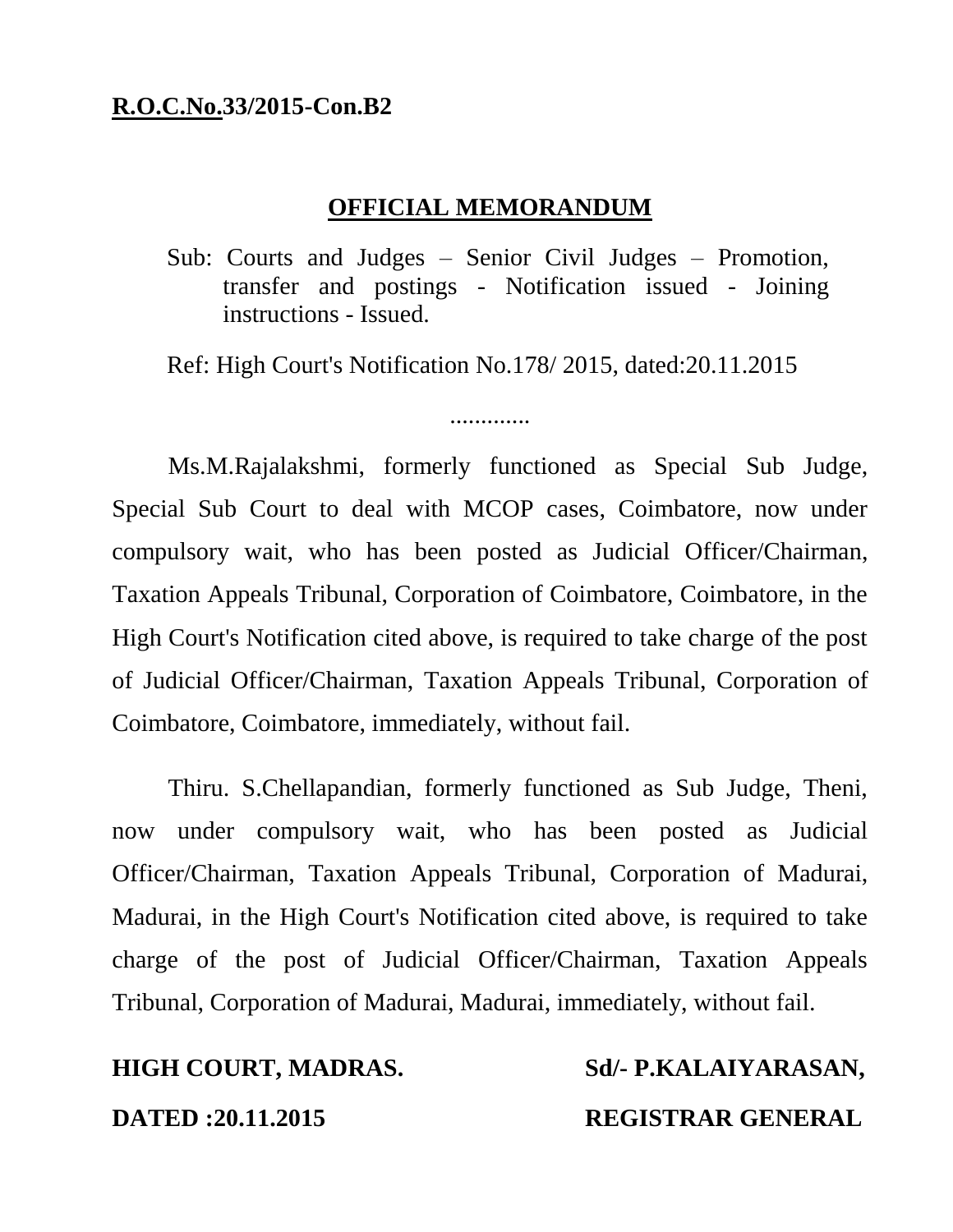**R.O.C.No.33/2015-Con.B2**

## OFFICIAL MEMORANDUM

Sub: Courts and Judges – Senior Civil Judges – Promotion, transfer and postings - Notification issued - Joining instructions - Issued.

Ref: High Court's Notification No.178/ 2015, dated:20.11.2015

.............

Ms.M.Rajalakshmi, formerly functioned as Special Sub Judge, Special Sub Court to deal with MCOP cases, Coimbatore, now under compulsory wait, who has been posted as Judicial Officer/Chairman, Taxation Appeals Tribunal, Corporation of Coimbatore, Coimbatore, in the High Court's Notification cited above, is required to take charge of the post of Judicial Officer/Chairman, Taxation Appeals Tribunal, Corporation of Coimbatore, Coimbatore, immediately, without fail.

Thiru. S.Chellapandian, formerly functioned as Sub Judge, Theni, now under compulsory wait, who has been posted as Judicial Officer/Chairman, Taxation Appeals Tribunal, Corporation of Madurai, Madurai, in the High Court's Notification cited above, is required to take charge of the post of Judicial Officer/Chairman, Taxation Appeals Tribunal, Corporation of Madurai, Madurai, immediately, without fail.

**HIGH COURT, MADRAS.** **Sd/- P.KALAIYARASAN,**

**DATED :20.11.2015** **REGISTRAR GENERAL**